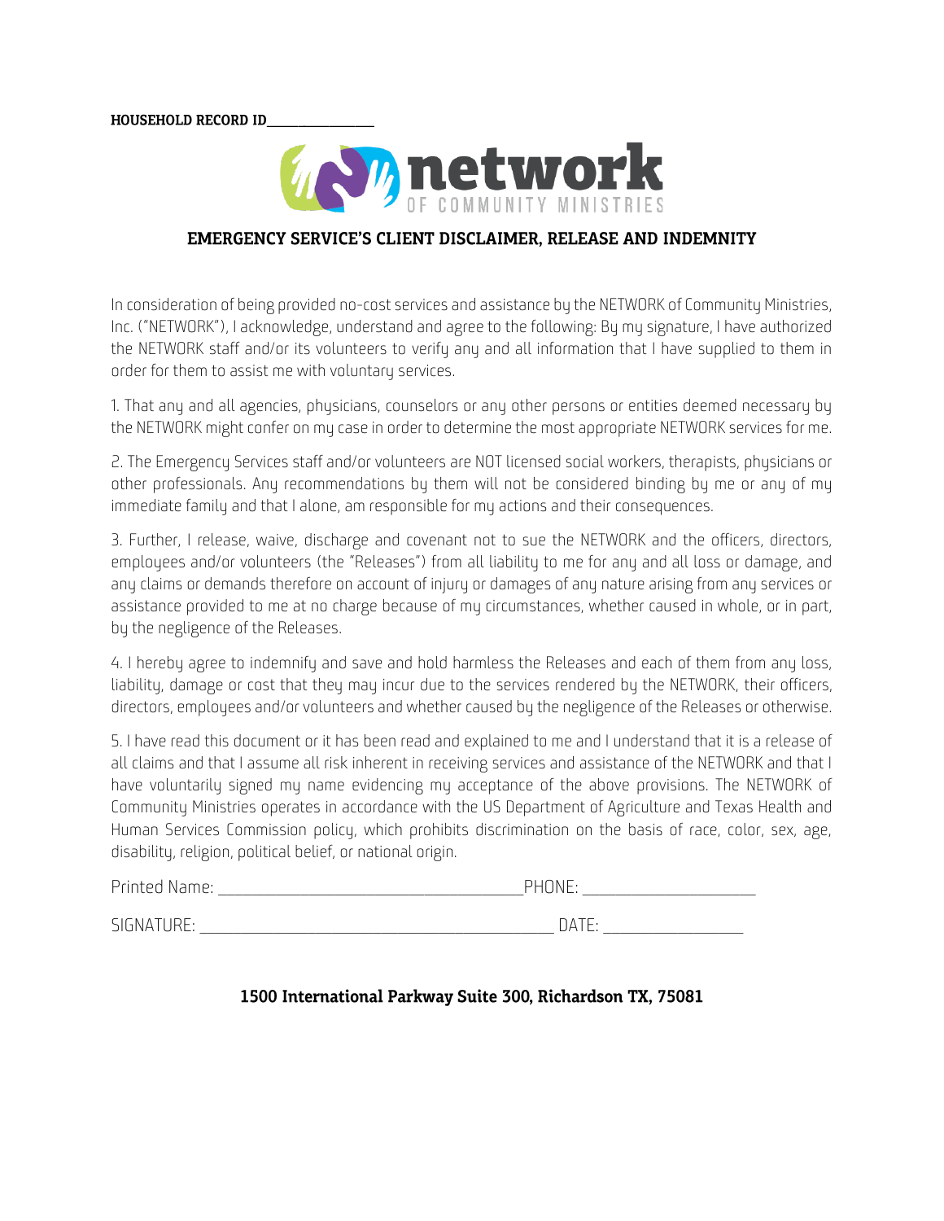**HOUSEHOLD RECORD ID**\_\_\_\_\_\_\_\_\_\_\_\_\_\_\_\_

network
OF COMMUNITY MINISTRIES

## EMERGENCY SERVICE'S CLIENT DISCLAIMER, RELEASE AND INDEMNITY

In consideration of being provided no-cost services and assistance by the NETWORK of Community Ministries, Inc. ("NETWORK"), I acknowledge, understand and agree to the following: By my signature, I have authorized the NETWORK staff and/or its volunteers to verify any and all information that I have supplied to them in order for them to assist me with voluntary services.

1. That any and all agencies, physicians, counselors or any other persons or entities deemed necessary by the NETWORK might confer on my case in order to determine the most appropriate NETWORK services for me.

2. The Emergency Services staff and/or volunteers are NOT licensed social workers, therapists, physicians or other professionals. Any recommendations by them will not be considered binding by me or any of my immediate family and that I alone, am responsible for my actions and their consequences.

3. Further, I release, waive, discharge and covenant not to sue the NETWORK and the officers, directors, employees and/or volunteers (the "Releases") from all liability to me for any and all loss or damage, and any claims or demands therefore on account of injury or damages of any nature arising from any services or assistance provided to me at no charge because of my circumstances, whether caused in whole, or in part, by the negligence of the Releases.

4. I hereby agree to indemnify and save and hold harmless the Releases and each of them from any loss, liability, damage or cost that they may incur due to the services rendered by the NETWORK, their officers, directors, employees and/or volunteers and whether caused by the negligence of the Releases or otherwise.

5. I have read this document or it has been read and explained to me and I understand that it is a release of all claims and that I assume all risk inherent in receiving services and assistance of the NETWORK and that I have voluntarily signed my name evidencing my acceptance of the above provisions. The NETWORK of Community Ministries operates in accordance with the US Department of Agriculture and Texas Health and Human Services Commission policy, which prohibits discrimination on the basis of race, color, sex, age, disability, religion, political belief, or national origin.

Printed Name: \_\_\_\_\_\_\_\_\_\_\_\_\_\_\_\_\_\_\_\_\_\_\_\_\_\_\_\_\_\_\_\_\_\_\_\_ PHONE: \_\_\_\_\_\_\_\_\_\_\_\_\_\_\_\_\_\_\_\_

SIGNATURE: \_\_\_\_\_\_\_\_\_\_\_\_\_\_\_\_\_\_\_\_\_\_\_\_\_\_\_\_\_\_\_\_\_\_\_\_\_\_\_\_\_\_ DATE: \_\_\_\_\_\_\_\_\_\_\_\_\_\_\_\_

**1500 International Parkway Suite 300, Richardson TX, 75081**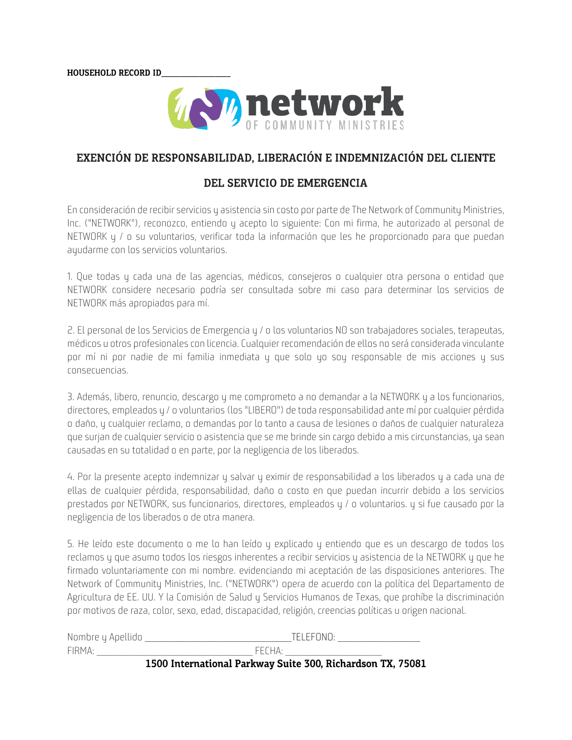HOUSEHOLD RECORD ID_______________

network OF COMMUNITY MINISTRIES

# EXENCIÓN DE RESPONSABILIDAD, LIBERACIÓN E INDEMNIZACIÓN DEL CLIENTE

## DEL SERVICIO DE EMERGENCIA

En consideración de recibir servicios y asistencia sin costo por parte de The Network of Community Ministries, Inc. ("NETWORK"), reconozco, entiendo y acepto lo siguiente: Con mi firma, he autorizado al personal de NETWORK y / o su voluntarios, verificar toda la información que les he proporcionado para que puedan ayudarme con los servicios voluntarios.

1. Que todas y cada una de las agencias, médicos, consejeros o cualquier otra persona o entidad que NETWORK considere necesario podría ser consultada sobre mi caso para determinar los servicios de NETWORK más apropiados para mí.

2. El personal de los Servicios de Emergencia y / o los voluntarios NO son trabajadores sociales, terapeutas, médicos u otros profesionales con licencia. Cualquier recomendación de ellos no será considerada vinculante por mí ni por nadie de mi familia inmediata y que solo yo soy responsable de mis acciones y sus consecuencias.

3. Además, libero, renuncio, descargo y me comprometo a no demandar a la NETWORK y a los funcionarios, directores, empleados y / o voluntarios (los "LIBERO") de toda responsabilidad ante mí por cualquier pérdida o daño, y cualquier reclamo, o demandas por lo tanto a causa de lesiones o daños de cualquier naturaleza que surjan de cualquier servicio o asistencia que se me brinde sin cargo debido a mis circunstancias, ya sean causadas en su totalidad o en parte, por la negligencia de los liberados.

4. Por la presente acepto indemnizar y salvar y eximir de responsabilidad a los liberados y a cada una de ellas de cualquier pérdida, responsabilidad, daño o costo en que puedan incurrir debido a los servicios prestados por NETWORK, sus funcionarios, directores, empleados y / o voluntarios. y si fue causado por la negligencia de los liberados o de otra manera.

5. He leído este documento o me lo han leído y explicado y entiendo que es un descargo de todos los reclamos y que asumo todos los riesgos inherentes a recibir servicios y asistencia de la NETWORK y que he firmado voluntariamente con mi nombre. evidenciando mi aceptación de las disposiciones anteriores. The Network of Community Ministries, Inc. ("NETWORK") opera de acuerdo con la política del Departamento de Agricultura de EE. UU. Y la Comisión de Salud y Servicios Humanos de Texas, que prohíbe la discriminación por motivos de raza, color, sexo, edad, discapacidad, religión, creencias políticas u origen nacional.

Nombre y Apellido ______________________________TELEFONO: ________________

FIRMA: ______________________________ FECHA: ___________________

**1500 International Parkway Suite 300, Richardson TX, 75081**